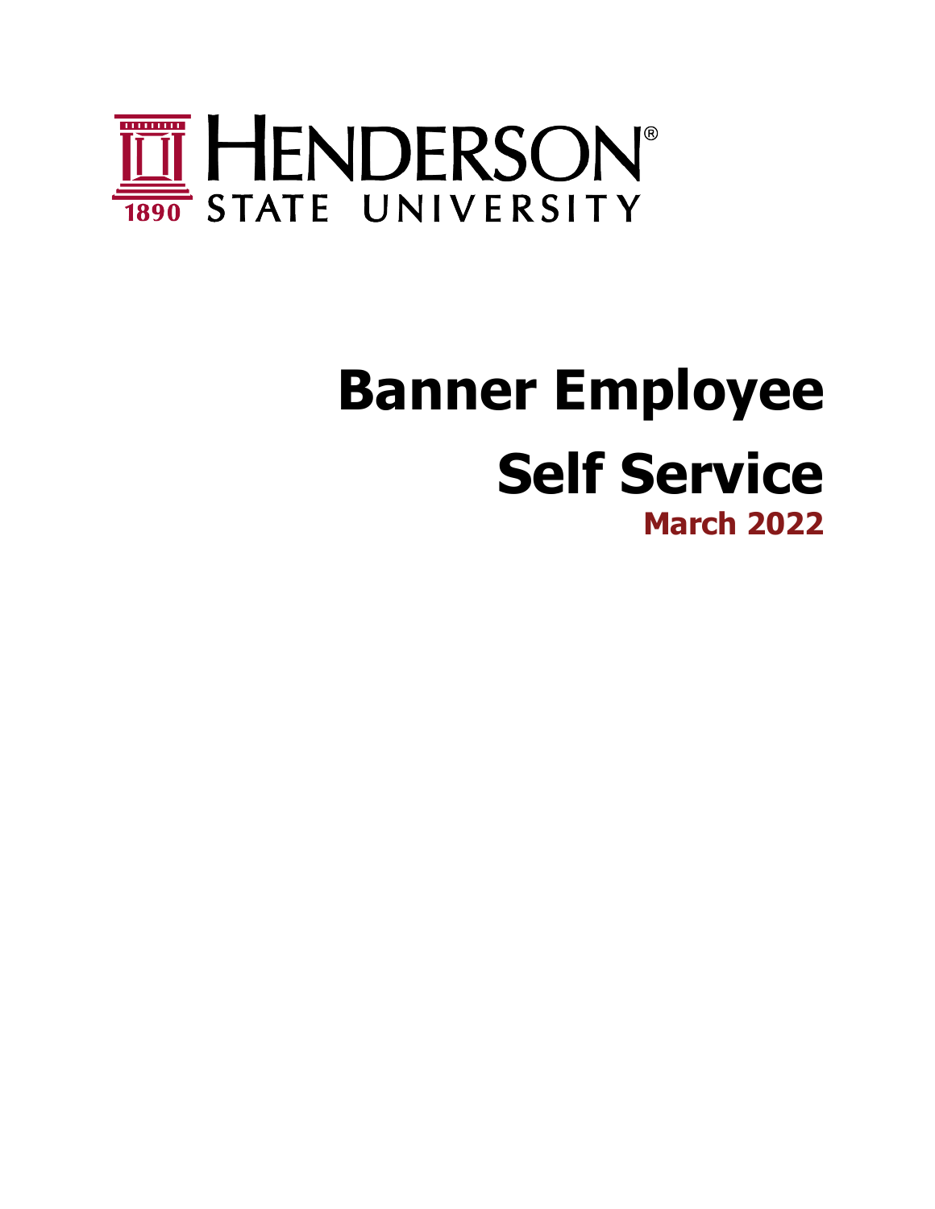HENDERSON STATE UNIVERSITY

1890

# Banner Employee Self Service

**March 2022**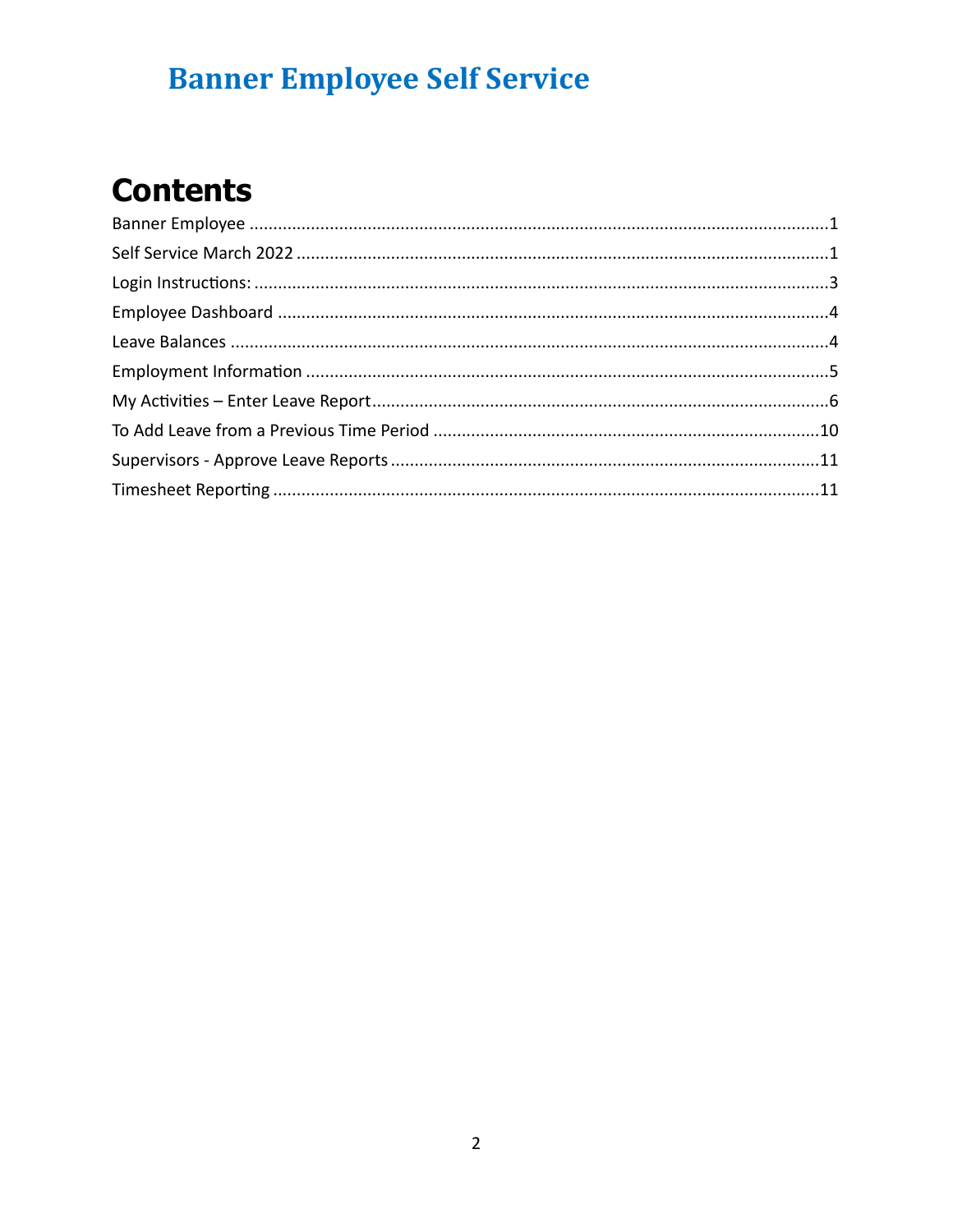# Banner Employee Self Service

## Contents

Banner Employee ........................................................................................................................1
Self Service March 2022 ..............................................................................................................1
Login Instructions: .......................................................................................................................3
Employee Dashboard ..................................................................................................................4
Leave Balances ............................................................................................................................4
Employment Information ............................................................................................................5
My Activities – Enter Leave Report...............................................................................................6
To Add Leave from a Previous Time Period ................................................................................10
Supervisors - Approve Leave Reports .........................................................................................11
Timesheet Reporting ..................................................................................................................11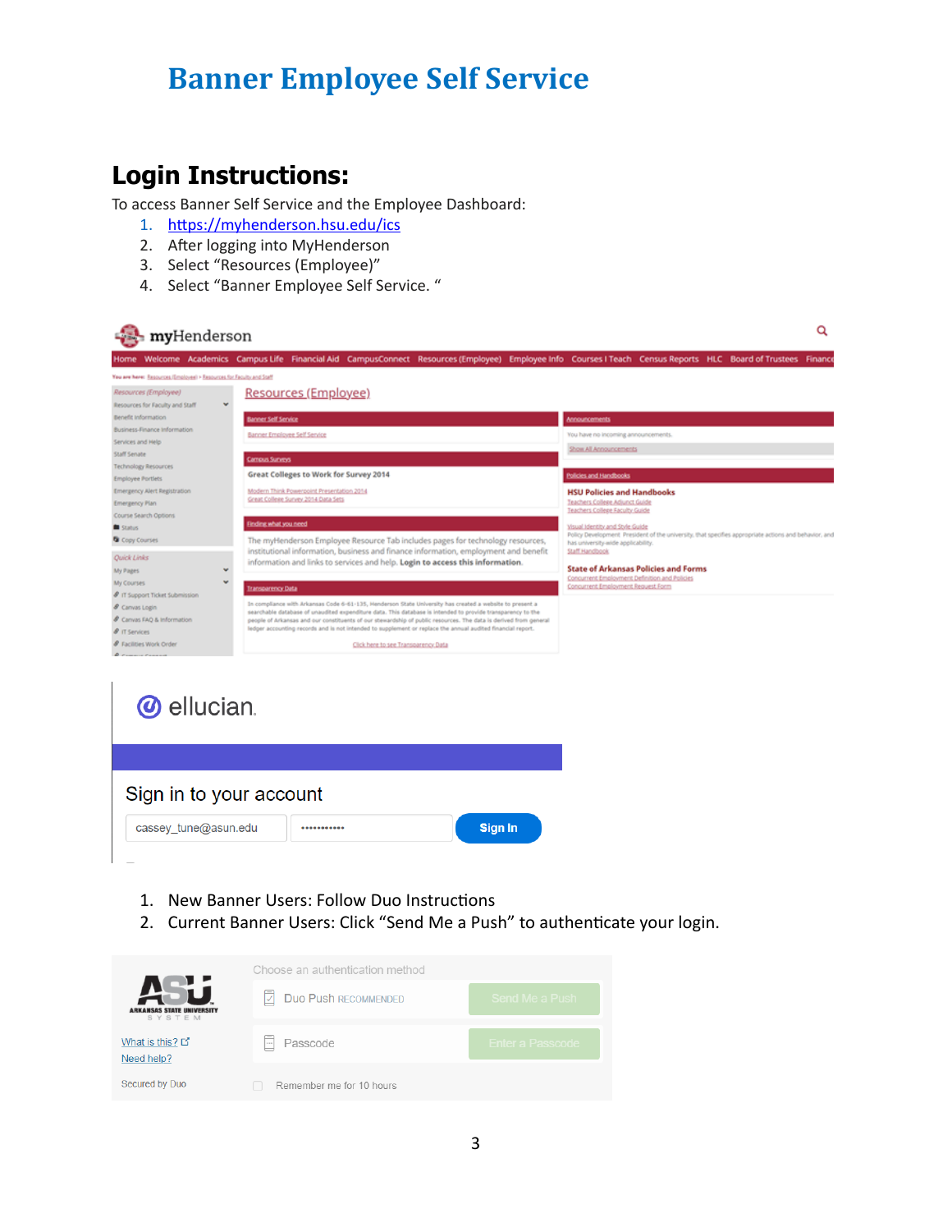# Banner Employee Self Service

## Login Instructions:

To access Banner Self Service and the Employee Dashboard:

1. https://myhenderson.hsu.edu/ics
2. After logging into MyHenderson
3. Select “Resources (Employee)”
4. Select “Banner Employee Self Service. “

1. New Banner Users: Follow Duo Instructions
2. Current Banner Users: Click “Send Me a Push” to authenticate your login.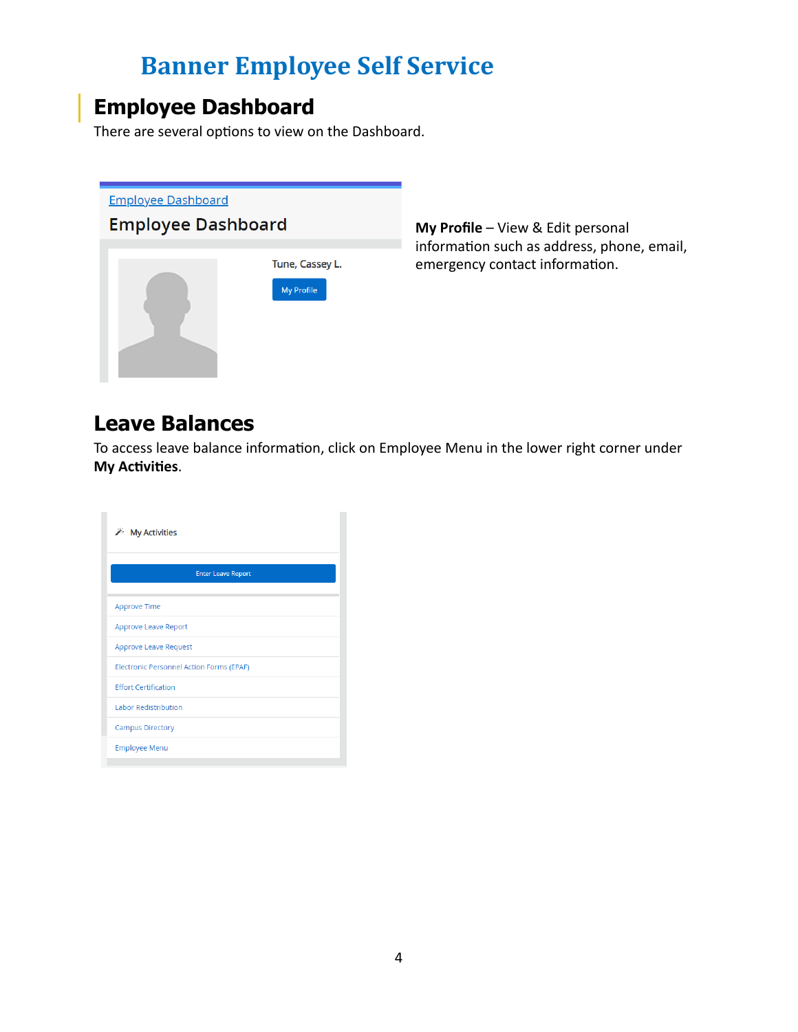# Banner Employee Self Service

## Employee Dashboard

There are several options to view on the Dashboard.

Employee Dashboard

Employee Dashboard

Tune, Cassey L.

My Profile

**My Profile** – View & Edit personal information such as address, phone, email, emergency contact information.

## Leave Balances

To access leave balance information, click on Employee Menu in the lower right corner under **My Activities**.

My Activities

Enter Leave Report

- Approve Time
- Approve Leave Report
- Approve Leave Request
- Electronic Personnel Action Forms (EPAF)
- Effort Certification
- Labor Redistribution
- Campus Directory
- Employee Menu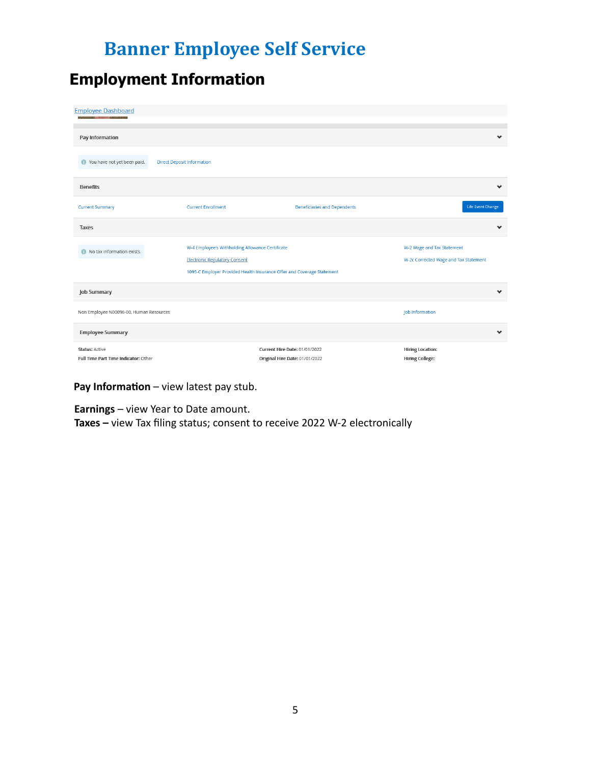# Banner Employee Self Service

## Employment Information

Employee Dashboard

**Pay Information**

You have not yet been paid. | Direct Deposit Information

**Benefits**

Current Summary | Current Enrollment | Beneficiaries and Dependents | Life Event Change

**Taxes**

No tax information exists.

W-4 Employee's Withholding Allowance Certificate
Electronic Regulatory Consent
1095-C Employer Provided Health Insurance Offer and Coverage Statement
W-2 Wage and Tax Statement
W-2c Corrected Wage and Tax Statement

**Job Summary**

Non Employee N00096-00, Human Resources | Job Information

**Employee Summary**

**Status:** Active
**Full Time Part Time Indicator:** Other
**Current Hire Date:** 01/01/2022
**Original Hire Date:** 01/01/2022
**Hiring Location:**
**Hiring College:**

**Pay Information** – view latest pay stub.

**Earnings** – view Year to Date amount.
**Taxes –** view Tax filing status; consent to receive 2022 W-2 electronically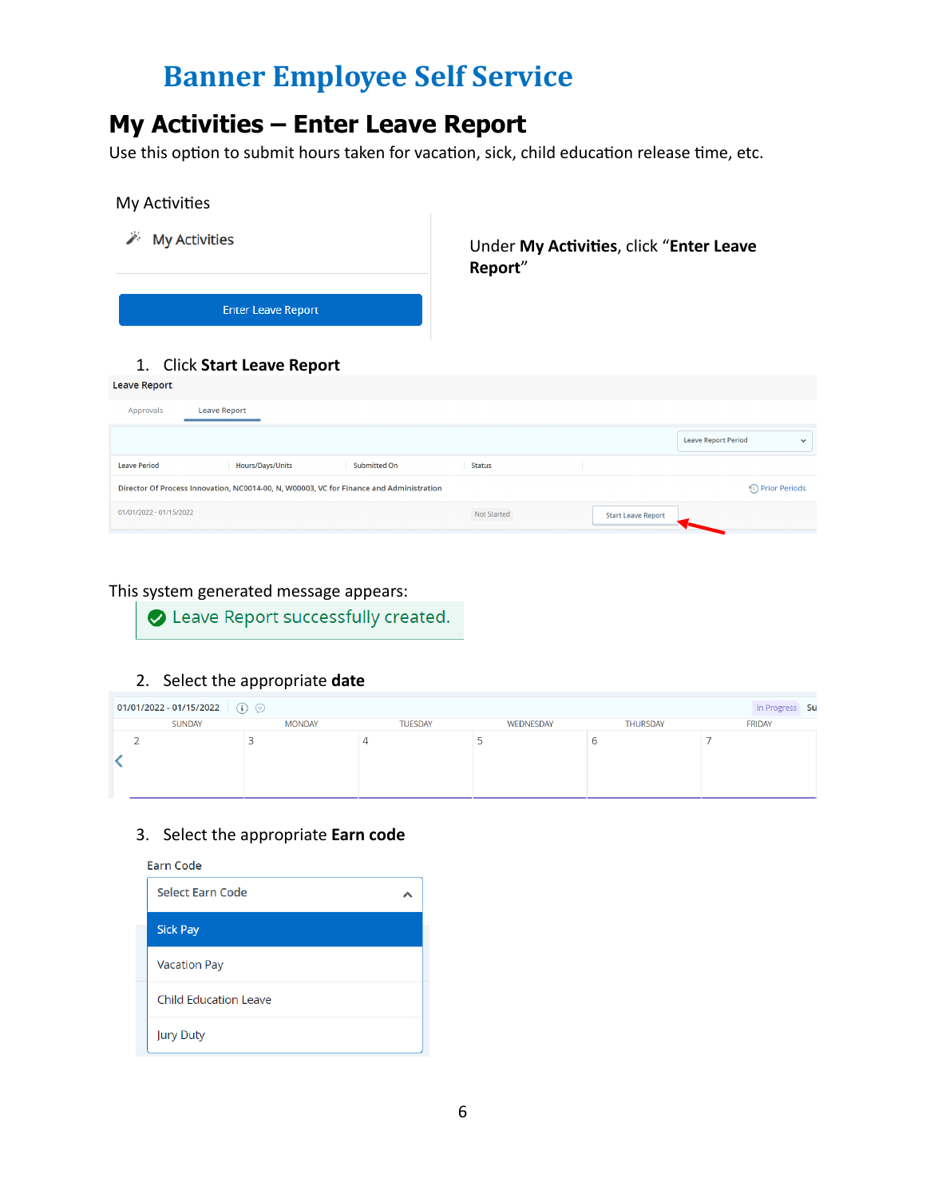# Banner Employee Self Service

## My Activities – Enter Leave Report

Use this option to submit hours taken for vacation, sick, child education release time, etc.

My Activities

My Activities

Enter Leave Report

Under **My Activities**, click "**Enter Leave Report**"

1. Click **Start Leave Report**

Leave Report

Approvals | Leave Report

Leave Report Period

| Leave Period | Hours/Days/Units | Submitted On | Status | |
|---|---|---|---|---|
| Director Of Process Innovation, NC0014-00, N, W00003, VC for Finance and Administration | | | | Prior Periods |
| 01/01/2022 - 01/15/2022 | | | Not Started | Start Leave Report |

This system generated message appears:

Leave Report successfully created.

2. Select the appropriate **date**

01/01/2022 - 01/15/2022 | In Progress

| SUNDAY | MONDAY | TUESDAY | WEDNESDAY | THURSDAY | FRIDAY |
|---|---|---|---|---|---|
| 2 | 3 | 4 | 5 | 6 | 7 |

3. Select the appropriate **Earn code**

Earn Code

Select Earn Code

- Sick Pay
- Vacation Pay
- Child Education Leave
- Jury Duty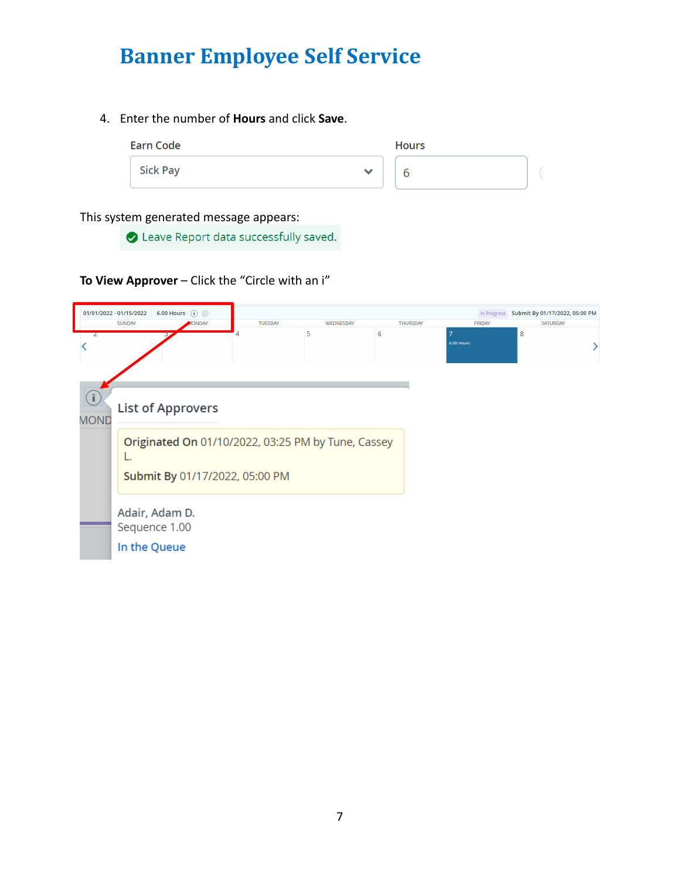# Banner Employee Self Service

4. Enter the number of **Hours** and click **Save**.

Earn Code: Sick Pay

Hours: 6

This system generated message appears:

Leave Report data successfully saved.

**To View Approver** – Click the "Circle with an i"

01/01/2022 - 01/15/2022 6.00 Hours

In Progress Submit By 01/17/2022, 05:00 PM

| SUNDAY | MONDAY | TUESDAY | WEDNESDAY | THURSDAY | FRIDAY | SATURDAY |
|---|---|---|---|---|---|---|
| 2 | 3 | 4 | 5 | 6 | 7<br>6.00 Hours | 8 |

List of Approvers

**Originated On** 01/10/2022, 03:25 PM by Tune, Cassey L.

**Submit By** 01/17/2022, 05:00 PM

Adair, Adam D.
Sequence 1.00
In the Queue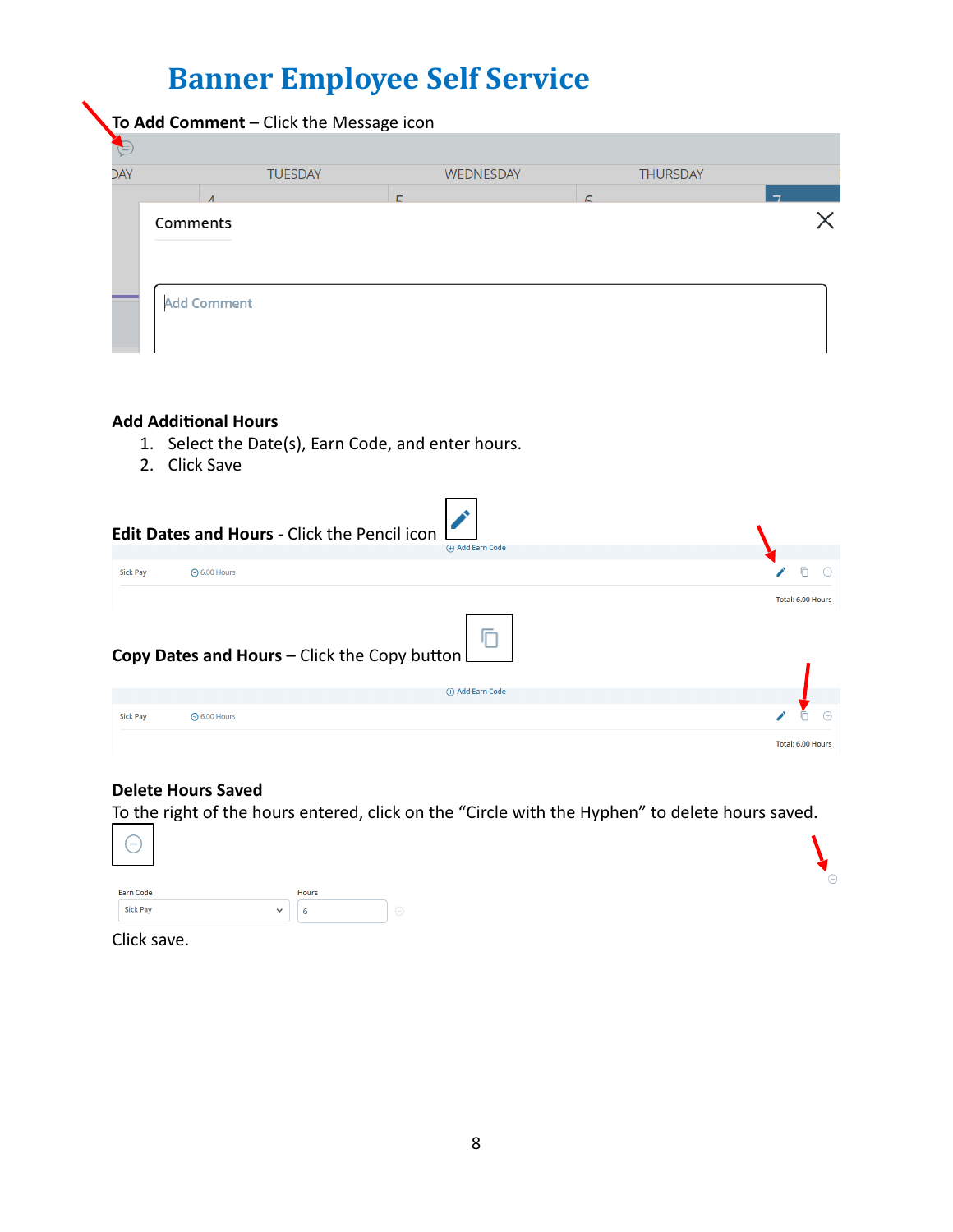# Banner Employee Self Service

**To Add Comment** – Click the Message icon

**Add Additional Hours**

1. Select the Date(s), Earn Code, and enter hours.
2. Click Save

**Edit Dates and Hours** - Click the Pencil icon

**Copy Dates and Hours** – Click the Copy button

**Delete Hours Saved**

To the right of the hours entered, click on the "Circle with the Hyphen" to delete hours saved.

Click save.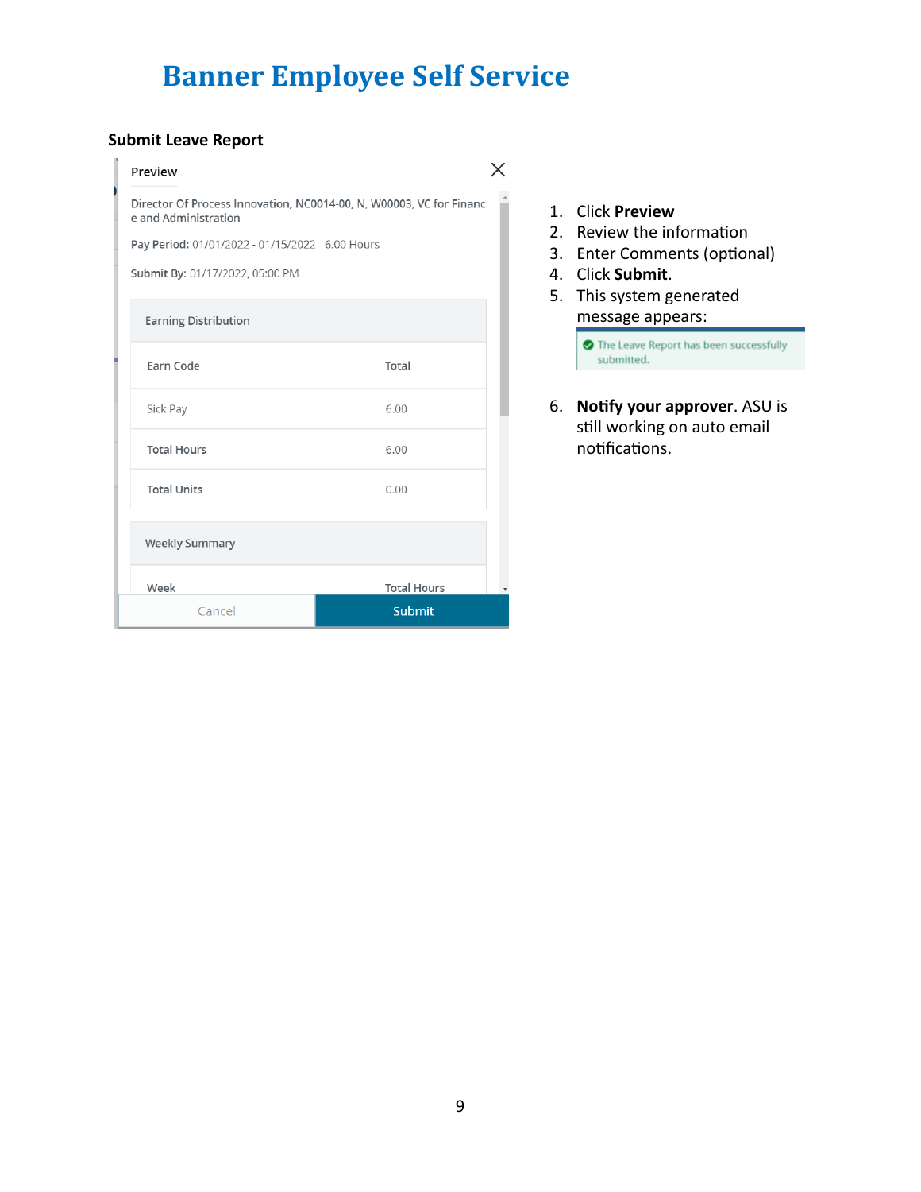# Banner Employee Self Service

## Submit Leave Report

Preview

Director Of Process Innovation, NC0014-00, N, W00003, VC for Finance and Administration

Pay Period: 01/01/2022 - 01/15/2022 | 6.00 Hours

Submit By: 01/17/2022, 05:00 PM

Earning Distribution

| Earn Code | Total |
| --- | --- |
| Sick Pay | 6.00 |
| Total Hours | 6.00 |
| Total Units | 0.00 |

Weekly Summary

| Week | Total Hours |
| --- | --- |

Cancel | Submit

1. Click **Preview**
2. Review the information
3. Enter Comments (optional)
4. Click **Submit**.
5. This system generated message appears:

   The Leave Report has been successfully submitted.

6. **Notify your approver**. ASU is still working on auto email notifications.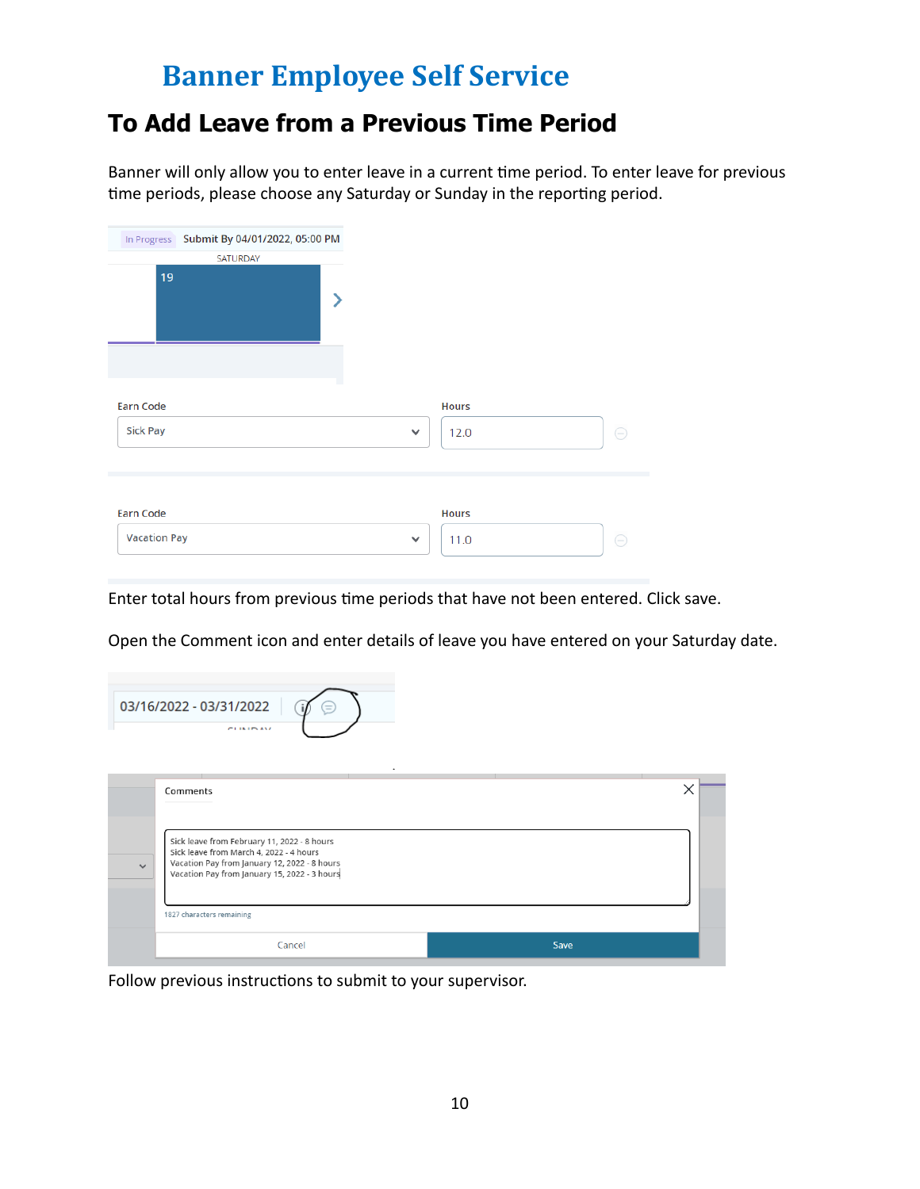# Banner Employee Self Service

## To Add Leave from a Previous Time Period

Banner will only allow you to enter leave in a current time period. To enter leave for previous time periods, please choose any Saturday or Sunday in the reporting period.

In Progress Submit By 04/01/2022, 05:00 PM

SATURDAY

19

| Earn Code | Hours |
|---|---|
| Sick Pay | 12.0 |
| Vacation Pay | 11.0 |

Enter total hours from previous time periods that have not been entered. Click save.

Open the Comment icon and enter details of leave you have entered on your Saturday date.

03/16/2022 - 03/31/2022

Comments

Sick leave from February 11, 2022 - 8 hours
Sick leave from March 4, 2022 - 4 hours
Vacation Pay from January 12, 2022 - 8 hours
Vacation Pay from January 15, 2022 - 3 hours

1827 characters remaining

Cancel Save

Follow previous instructions to submit to your supervisor.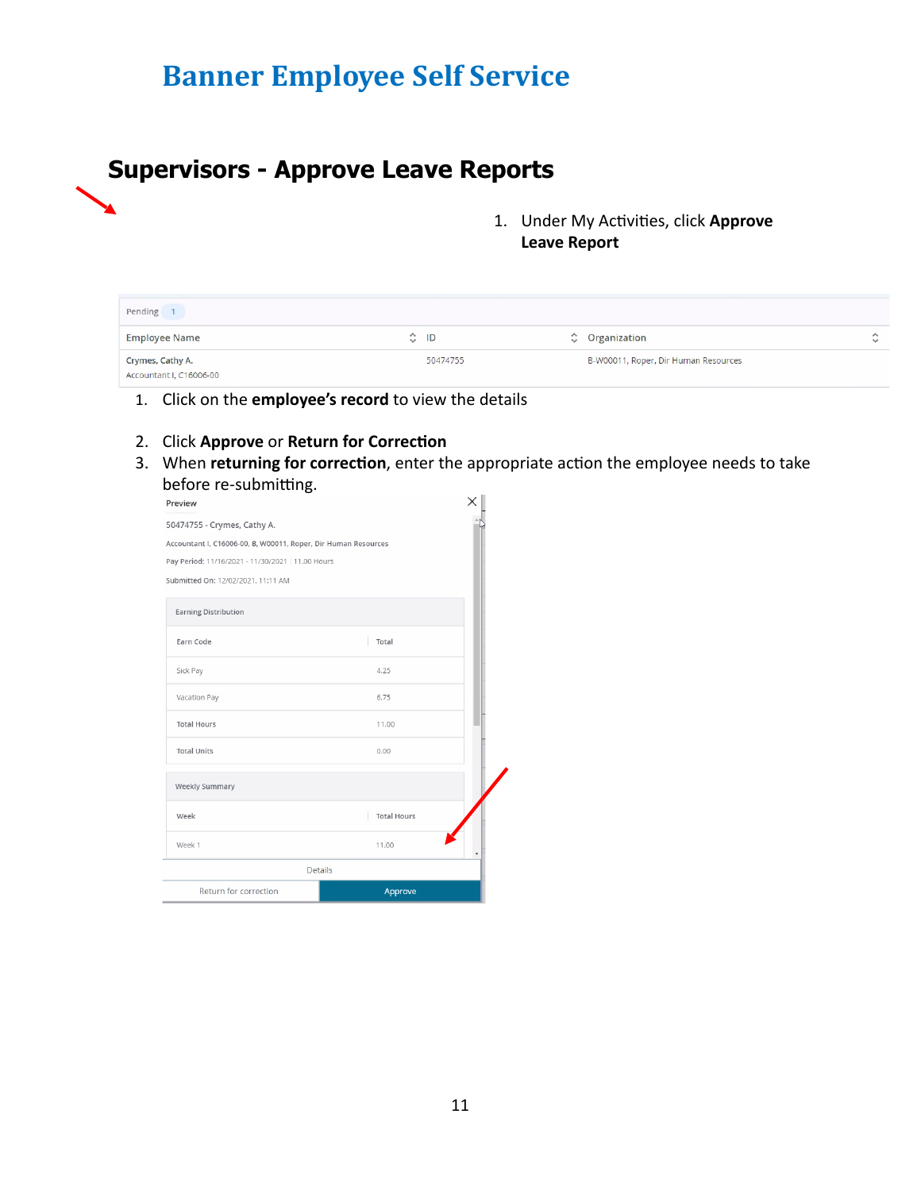# Banner Employee Self Service

## Supervisors - Approve Leave Reports

1. Under My Activities, click **Approve Leave Report**

Pending 1

| Employee Name | ID | Organization |
|---|---|---|
| Crymes, Cathy A. Accountant I, C16006-00 | 50474755 | B-W00011, Roper, Dir Human Resources |

1. Click on the **employee's record** to view the details
2. Click **Approve** or **Return for Correction**
3. When **returning for correction**, enter the appropriate action the employee needs to take before re-submitting.

Preview

50474755 - Crymes, Cathy A.

Accountant I, C16006-00, B, W00011, Roper, Dir Human Resources

Pay Period: 11/16/2021 - 11/30/2021 | 11.00 Hours

Submitted On: 12/02/2021, 11:11 AM

Earning Distribution

| Earn Code | Total |
|---|---|
| Sick Pay | 4.25 |
| Vacation Pay | 6.75 |
| Total Hours | 11.00 |
| Total Units | 0.00 |

Weekly Summary

| Week | Total Hours |
|---|---|
| Week 1 | 11.00 |

Details

Return for correction | Approve